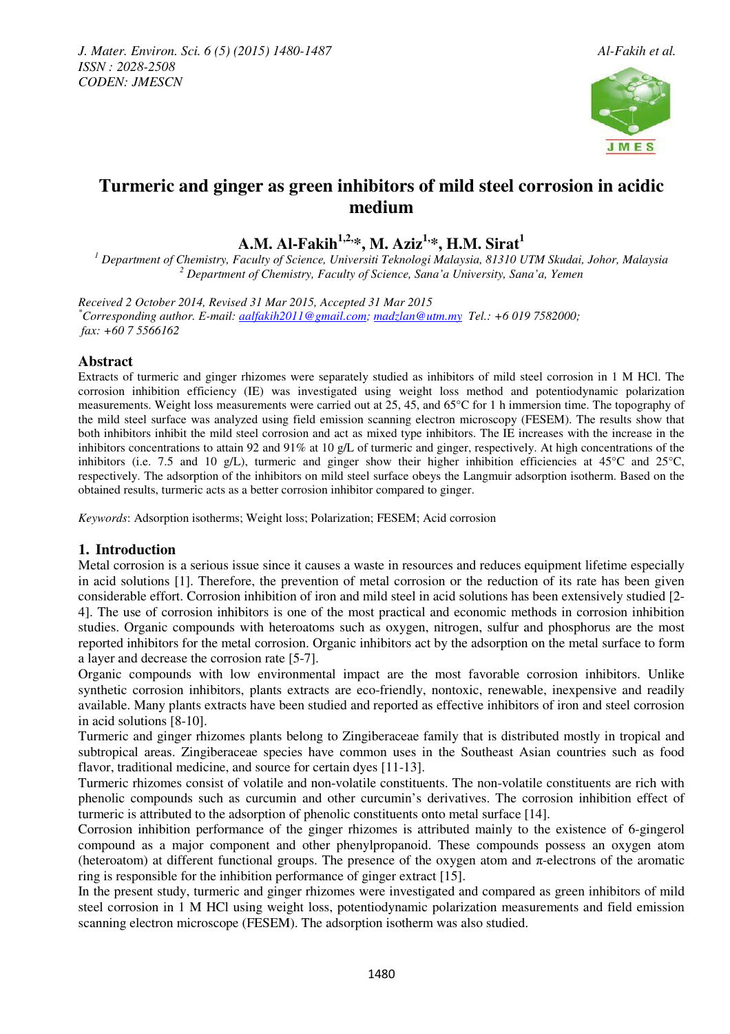# Turmeric and ginger as green inhibitors of mild steel corrosion in acidic medium

**A.M. Al-Fakih[1,2,*], M. Aziz[1,*], H.M. Sirat[1]**

[1] *Department of Chemistry, Faculty of Science, Universiti Teknologi Malaysia, 81310 UTM Skudai, Johor, Malaysia*
[2] *Department of Chemistry, Faculty of Science, Sana'a University, Sana'a, Yemen*

*Received 2 October 2014, Revised 31 Mar 2015, Accepted 31 Mar 2015*
*[*]Corresponding author. E-mail: aalfakih2011@gmail.com; madzlan@utm.my Tel.: +6 019 7582000; fax: +60 7 5566162*

## Abstract

Extracts of turmeric and ginger rhizomes were separately studied as inhibitors of mild steel corrosion in 1 M HCl. The corrosion inhibition efficiency (IE) was investigated using weight loss method and potentiodynamic polarization measurements. Weight loss measurements were carried out at 25, 45, and 65°C for 1 h immersion time. The topography of the mild steel surface was analyzed using field emission scanning electron microscopy (FESEM). The results show that both inhibitors inhibit the mild steel corrosion and act as mixed type inhibitors. The IE increases with the increase in the inhibitors concentrations to attain 92 and 91% at 10 g/L of turmeric and ginger, respectively. At high concentrations of the inhibitors (i.e. 7.5 and 10 g/L), turmeric and ginger show their higher inhibition efficiencies at 45°C and 25°C, respectively. The adsorption of the inhibitors on mild steel surface obeys the Langmuir adsorption isotherm. Based on the obtained results, turmeric acts as a better corrosion inhibitor compared to ginger.

*Keywords*: Adsorption isotherms; Weight loss; Polarization; FESEM; Acid corrosion

## 1. Introduction

Metal corrosion is a serious issue since it causes a waste in resources and reduces equipment lifetime especially in acid solutions [1]. Therefore, the prevention of metal corrosion or the reduction of its rate has been given considerable effort. Corrosion inhibition of iron and mild steel in acid solutions has been extensively studied [2-4]. The use of corrosion inhibitors is one of the most practical and economic methods in corrosion inhibition studies. Organic compounds with heteroatoms such as oxygen, nitrogen, sulfur and phosphorus are the most reported inhibitors for the metal corrosion. Organic inhibitors act by the adsorption on the metal surface to form a layer and decrease the corrosion rate [5-7].

Organic compounds with low environmental impact are the most favorable corrosion inhibitors. Unlike synthetic corrosion inhibitors, plants extracts are eco-friendly, nontoxic, renewable, inexpensive and readily available. Many plants extracts have been studied and reported as effective inhibitors of iron and steel corrosion in acid solutions [8-10].

Turmeric and ginger rhizomes plants belong to Zingiberaceae family that is distributed mostly in tropical and subtropical areas. Zingiberaceae species have common uses in the Southeast Asian countries such as food flavor, traditional medicine, and source for certain dyes [11-13].

Turmeric rhizomes consist of volatile and non-volatile constituents. The non-volatile constituents are rich with phenolic compounds such as curcumin and other curcumin's derivatives. The corrosion inhibition effect of turmeric is attributed to the adsorption of phenolic constituents onto metal surface [14].

Corrosion inhibition performance of the ginger rhizomes is attributed mainly to the existence of 6-gingerol compound as a major component and other phenylpropanoid. These compounds possess an oxygen atom (heteroatom) at different functional groups. The presence of the oxygen atom and π-electrons of the aromatic ring is responsible for the inhibition performance of ginger extract [15].

In the present study, turmeric and ginger rhizomes were investigated and compared as green inhibitors of mild steel corrosion in 1 M HCl using weight loss, potentiodynamic polarization measurements and field emission scanning electron microscope (FESEM). The adsorption isotherm was also studied.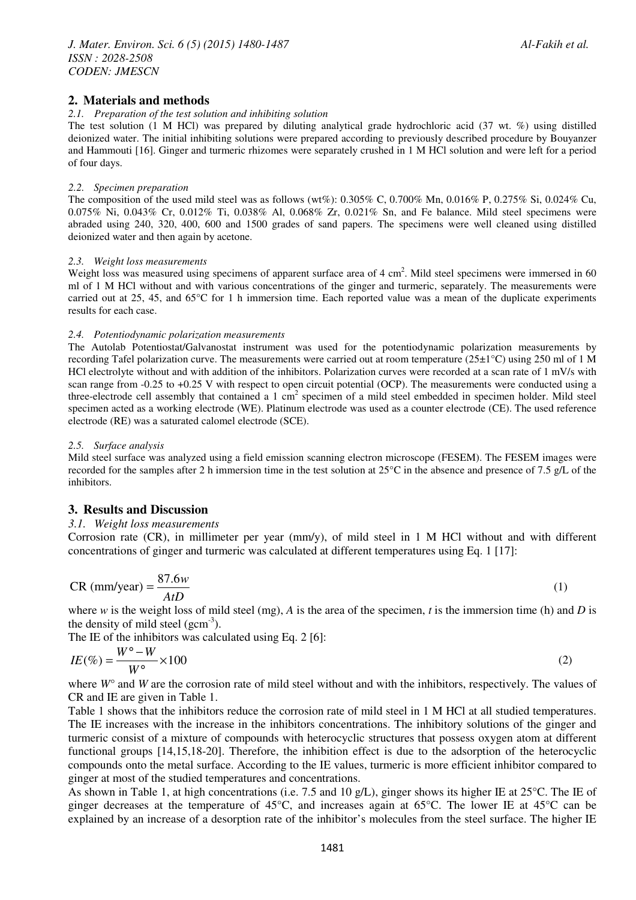## 2. Materials and methods

### *2.1. Preparation of the test solution and inhibiting solution*

The test solution (1 M HCl) was prepared by diluting analytical grade hydrochloric acid (37 wt. %) using distilled deionized water. The initial inhibiting solutions were prepared according to previously described procedure by Bouyanzer and Hammouti [16]. Ginger and turmeric rhizomes were separately crushed in 1 M HCl solution and were left for a period of four days.

### *2.2. Specimen preparation*

The composition of the used mild steel was as follows (wt%): 0.305% C, 0.700% Mn, 0.016% P, 0.275% Si, 0.024% Cu, 0.075% Ni, 0.043% Cr, 0.012% Ti, 0.038% Al, 0.068% Zr, 0.021% Sn, and Fe balance. Mild steel specimens were abraded using 240, 320, 400, 600 and 1500 grades of sand papers. The specimens were well cleaned using distilled deionized water and then again by acetone.

### *2.3. Weight loss measurements*

Weight loss was measured using specimens of apparent surface area of 4 $cm^2$. Mild steel specimens were immersed in 60 ml of 1 M HCl without and with various concentrations of the ginger and turmeric, separately. The measurements were carried out at 25, 45, and 65°C for 1 h immersion time. Each reported value was a mean of the duplicate experiments results for each case.

### *2.4. Potentiodynamic polarization measurements*

The Autolab Potentiostat/Galvanostat instrument was used for the potentiodynamic polarization measurements by recording Tafel polarization curve. The measurements were carried out at room temperature (25±1°C) using 250 ml of 1 M HCl electrolyte without and with addition of the inhibitors. Polarization curves were recorded at a scan rate of 1 mV/s with scan range from -0.25 to +0.25 V with respect to open circuit potential (OCP). The measurements were conducted using a three-electrode cell assembly that contained a 1 $cm^2$ specimen of a mild steel embedded in specimen holder. Mild steel specimen acted as a working electrode (WE). Platinum electrode was used as a counter electrode (CE). The used reference electrode (RE) was a saturated calomel electrode (SCE).

### *2.5. Surface analysis*

Mild steel surface was analyzed using a field emission scanning electron microscope (FESEM). The FESEM images were recorded for the samples after 2 h immersion time in the test solution at 25°C in the absence and presence of 7.5 g/L of the inhibitors.

## 3. Results and Discussion

### *3.1. Weight loss measurements*

Corrosion rate (CR), in millimeter per year (mm/y), of mild steel in 1 M HCl without and with different concentrations of ginger and turmeric was calculated at different temperatures using Eq. 1 [17]:

$$\text{CR (mm/year)} = \frac{87.6w}{AtD} \tag{1}$$

where $w$ is the weight loss of mild steel (mg), $A$ is the area of the specimen, $t$ is the immersion time (h) and $D$ is the density of mild steel ($gcm^{-3}$).

The IE of the inhibitors was calculated using Eq. 2 [6]:

$$IE(\%) = \frac{W° - W}{W°} \times 100 \tag{2}$$

where $W°$ and $W$ are the corrosion rate of mild steel without and with the inhibitors, respectively. The values of CR and IE are given in Table 1.

Table 1 shows that the inhibitors reduce the corrosion rate of mild steel in 1 M HCl at all studied temperatures. The IE increases with the increase in the inhibitors concentrations. The inhibitory solutions of the ginger and turmeric consist of a mixture of compounds with heterocyclic structures that possess oxygen atom at different functional groups [14,15,18-20]. Therefore, the inhibition effect is due to the adsorption of the heterocyclic compounds onto the metal surface. According to the IE values, turmeric is more efficient inhibitor compared to ginger at most of the studied temperatures and concentrations.

As shown in Table 1, at high concentrations (i.e. 7.5 and 10 g/L), ginger shows its higher IE at 25°C. The IE of ginger decreases at the temperature of 45°C, and increases again at 65°C. The lower IE at 45°C can be explained by an increase of a desorption rate of the inhibitor's molecules from the steel surface. The higher IE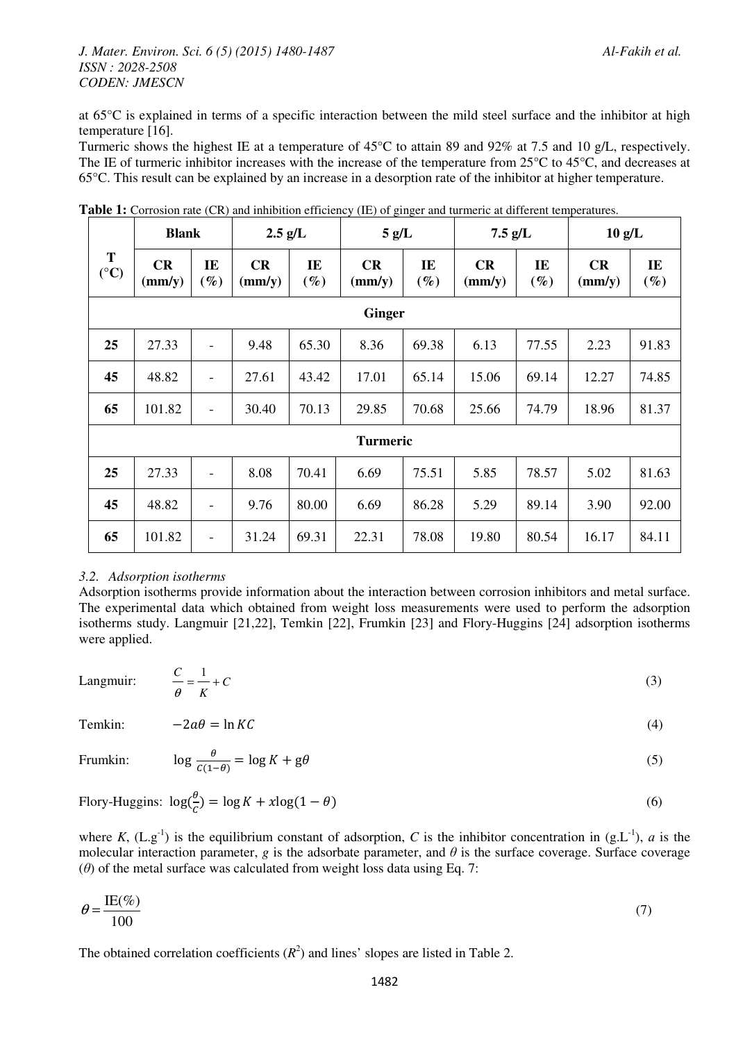at 65°C is explained in terms of a specific interaction between the mild steel surface and the inhibitor at high temperature [16].

Turmeric shows the highest IE at a temperature of 45°C to attain 89 and 92% at 7.5 and 10 g/L, respectively. The IE of turmeric inhibitor increases with the increase of the temperature from 25°C to 45°C, and decreases at 65°C. This result can be explained by an increase in a desorption rate of the inhibitor at higher temperature.

**Table 1:** Corrosion rate (CR) and inhibition efficiency (IE) of ginger and turmeric at different temperatures.

| T (°C) | Blank | | 2.5 g/L | | 5 g/L | | 7.5 g/L | | 10 g/L | |
|---|---|---|---|---|---|---|---|---|---|---|
| | CR (mm/y) | IE (%) | CR (mm/y) | IE (%) | CR (mm/y) | IE (%) | CR (mm/y) | IE (%) | CR (mm/y) | IE (%) |
| **Ginger** | | | | | | | | | | |
| **25** | 27.33 | - | 9.48 | 65.30 | 8.36 | 69.38 | 6.13 | 77.55 | 2.23 | 91.83 |
| **45** | 48.82 | - | 27.61 | 43.42 | 17.01 | 65.14 | 15.06 | 69.14 | 12.27 | 74.85 |
| **65** | 101.82 | - | 30.40 | 70.13 | 29.85 | 70.68 | 25.66 | 74.79 | 18.96 | 81.37 |
| **Turmeric** | | | | | | | | | | |
| **25** | 27.33 | - | 8.08 | 70.41 | 6.69 | 75.51 | 5.85 | 78.57 | 5.02 | 81.63 |
| **45** | 48.82 | - | 9.76 | 80.00 | 6.69 | 86.28 | 5.29 | 89.14 | 3.90 | 92.00 |
| **65** | 101.82 | - | 31.24 | 69.31 | 22.31 | 78.08 | 19.80 | 80.54 | 16.17 | 84.11 |

### *3.2. Adsorption isotherms*

Adsorption isotherms provide information about the interaction between corrosion inhibitors and metal surface. The experimental data which obtained from weight loss measurements were used to perform the adsorption isotherms study. Langmuir [21,22], Temkin [22], Frumkin [23] and Flory-Huggins [24] adsorption isotherms were applied.

Langmuir: $$\frac{C}{\theta} = \frac{1}{K} + C \tag{3}$$

Temkin: $$-2a\theta = \ln KC \tag{4}$$

Frumkin: $$\log \frac{\theta}{C(1-\theta)} = \log K + g\theta \tag{5}$$

Flory-Huggins: $$\log\left(\frac{\theta}{C}\right) = \log K + x\log(1-\theta) \tag{6}$$

where $K$, ($L.g^{-1}$) is the equilibrium constant of adsorption, $C$ is the inhibitor concentration in ($g.L^{-1}$), $a$ is the molecular interaction parameter, $g$ is the adsorbate parameter, and $\theta$ is the surface coverage. Surface coverage ($\theta$) of the metal surface was calculated from weight loss data using Eq. 7:

$$\theta = \frac{\text{IE}(\%)}{100} \tag{7}$$

The obtained correlation coefficients ($R^2$) and lines' slopes are listed in Table 2.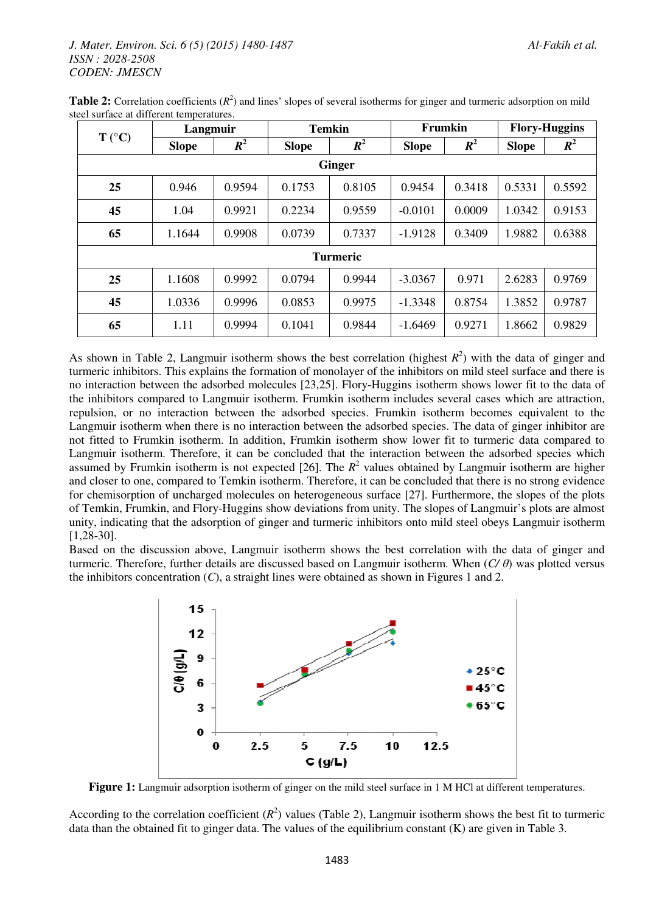**Table 2:** Correlation coefficients ($R^2$) and lines' slopes of several isotherms for ginger and turmeric adsorption on mild steel surface at different temperatures.

| T (°C) | Langmuir | | Temkin | | Frumkin | | Flory-Huggins | |
|---|---|---|---|---|---|---|---|---|
| | Slope | $R^2$ | Slope | $R^2$ | Slope | $R^2$ | Slope | $R^2$ |
| **Ginger** | | | | | | | | |
| 25 | 0.946 | 0.9594 | 0.1753 | 0.8105 | 0.9454 | 0.3418 | 0.5331 | 0.5592 |
| 45 | 1.04 | 0.9921 | 0.2234 | 0.9559 | -0.0101 | 0.0009 | 1.0342 | 0.9153 |
| 65 | 1.1644 | 0.9908 | 0.0739 | 0.7337 | -1.9128 | 0.3409 | 1.9882 | 0.6388 |
| **Turmeric** | | | | | | | | |
| 25 | 1.1608 | 0.9992 | 0.0794 | 0.9944 | -3.0367 | 0.971 | 2.6283 | 0.9769 |
| 45 | 1.0336 | 0.9996 | 0.0853 | 0.9975 | -1.3348 | 0.8754 | 1.3852 | 0.9787 |
| 65 | 1.11 | 0.9994 | 0.1041 | 0.9844 | -1.6469 | 0.9271 | 1.8662 | 0.9829 |

As shown in Table 2, Langmuir isotherm shows the best correlation (highest $R^2$) with the data of ginger and turmeric inhibitors. This explains the formation of monolayer of the inhibitors on mild steel surface and there is no interaction between the adsorbed molecules [23,25]. Flory-Huggins isotherm shows lower fit to the data of the inhibitors compared to Langmuir isotherm. Frumkin isotherm includes several cases which are attraction, repulsion, or no interaction between the adsorbed species. Frumkin isotherm becomes equivalent to the Langmuir isotherm when there is no interaction between the adsorbed species. The data of ginger inhibitor are not fitted to Frumkin isotherm. In addition, Frumkin isotherm show lower fit to turmeric data compared to Langmuir isotherm. Therefore, it can be concluded that the interaction between the adsorbed species which assumed by Frumkin isotherm is not expected [26]. The $R^2$ values obtained by Langmuir isotherm are higher and closer to one, compared to Temkin isotherm. Therefore, it can be concluded that there is no strong evidence for chemisorption of uncharged molecules on heterogeneous surface [27]. Furthermore, the slopes of the plots of Temkin, Frumkin, and Flory-Huggins show deviations from unity. The slopes of Langmuir's plots are almost unity, indicating that the adsorption of ginger and turmeric inhibitors onto mild steel obeys Langmuir isotherm [1,28-30].

Based on the discussion above, Langmuir isotherm shows the best correlation with the data of ginger and turmeric. Therefore, further details are discussed based on Langmuir isotherm. When ($C/\theta$) was plotted versus the inhibitors concentration ($C$), a straight lines were obtained as shown in Figures 1 and 2.

**Figure 1:** Langmuir adsorption isotherm of ginger on the mild steel surface in 1 M HCl at different temperatures.

According to the correlation coefficient ($R^2$) values (Table 2), Langmuir isotherm shows the best fit to turmeric data than the obtained fit to ginger data. The values of the equilibrium constant (K) are given in Table 3.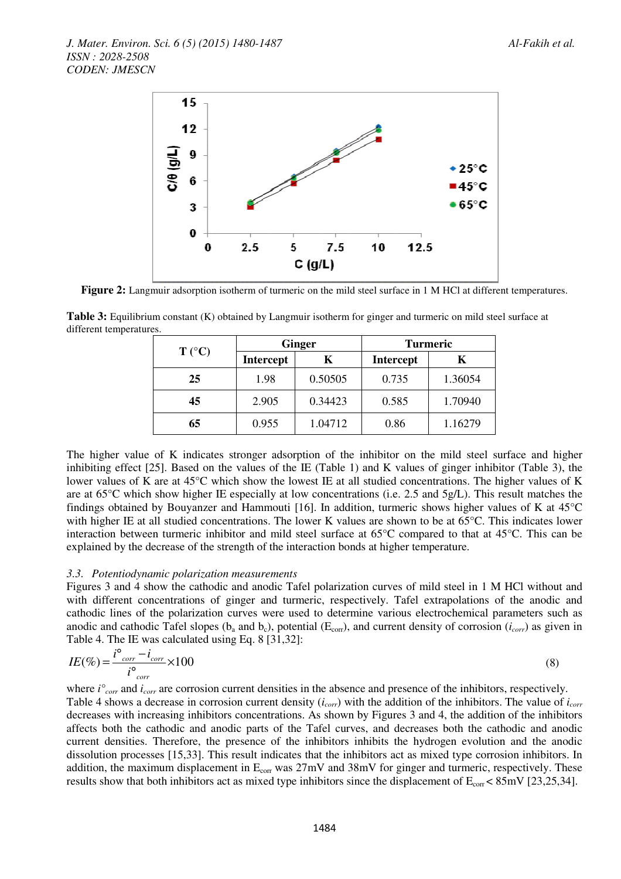**Figure 2:** Langmuir adsorption isotherm of turmeric on the mild steel surface in 1 M HCl at different temperatures.

**Table 3:** Equilibrium constant (K) obtained by Langmuir isotherm for ginger and turmeric on mild steel surface at different temperatures.

| T (°C) | Ginger | | Turmeric | |
|---|---|---|---|---|
| | Intercept | K | Intercept | K |
| **25** | 1.98 | 0.50505 | 0.735 | 1.36054 |
| **45** | 2.905 | 0.34423 | 0.585 | 1.70940 |
| **65** | 0.955 | 1.04712 | 0.86 | 1.16279 |

The higher value of K indicates stronger adsorption of the inhibitor on the mild steel surface and higher inhibiting effect [25]. Based on the values of the IE (Table 1) and K values of ginger inhibitor (Table 3), the lower values of K are at 45°C which show the lowest IE at all studied concentrations. The higher values of K are at 65°C which show higher IE especially at low concentrations (i.e. 2.5 and 5g/L). This result matches the findings obtained by Bouyanzer and Hammouti [16]. In addition, turmeric shows higher values of K at 45°C with higher IE at all studied concentrations. The lower K values are shown to be at 65°C. This indicates lower interaction between turmeric inhibitor and mild steel surface at 65°C compared to that at 45°C. This can be explained by the decrease of the strength of the interaction bonds at higher temperature.

### *3.3. Potentiodynamic polarization measurements*

Figures 3 and 4 show the cathodic and anodic Tafel polarization curves of mild steel in 1 M HCl without and with different concentrations of ginger and turmeric, respectively. Tafel extrapolations of the anodic and cathodic lines of the polarization curves were used to determine various electrochemical parameters such as anodic and cathodic Tafel slopes ($b_a$ and $b_c$), potential ($E_{corr}$), and current density of corrosion ($i_{corr}$) as given in Table 4. The IE was calculated using Eq. 8 [31,32]:

$$IE(\%) = \frac{i^{\circ}_{corr} - i_{corr}}{i^{\circ}_{corr}} \times 100 \quad (8)$$

where $i^{\circ}_{corr}$ and $i_{corr}$ are corrosion current densities in the absence and presence of the inhibitors, respectively. Table 4 shows a decrease in corrosion current density ($i_{corr}$) with the addition of the inhibitors. The value of $i_{corr}$ decreases with increasing inhibitors concentrations. As shown by Figures 3 and 4, the addition of the inhibitors affects both the cathodic and anodic parts of the Tafel curves, and decreases both the cathodic and anodic current densities. Therefore, the presence of the inhibitors inhibits the hydrogen evolution and the anodic dissolution processes [15,33]. This result indicates that the inhibitors act as mixed type corrosion inhibitors. In addition, the maximum displacement in $E_{corr}$ was 27mV and 38mV for ginger and turmeric, respectively. These results show that both inhibitors act as mixed type inhibitors since the displacement of $E_{corr} < 85$mV [23,25,34].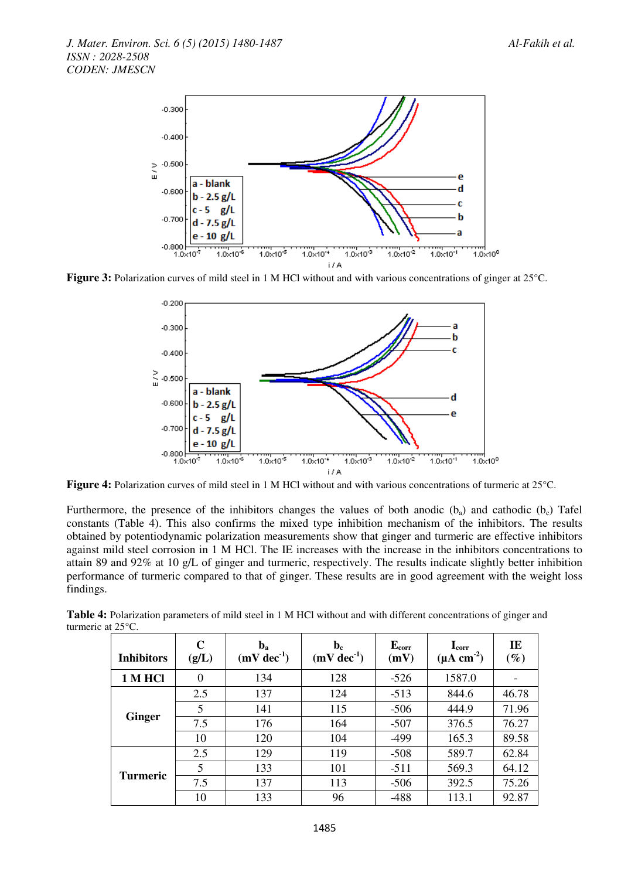**Figure 3:** Polarization curves of mild steel in 1 M HCl without and with various concentrations of ginger at 25°C.

**Figure 4:** Polarization curves of mild steel in 1 M HCl without and with various concentrations of turmeric at 25°C.

Furthermore, the presence of the inhibitors changes the values of both anodic ($b_a$) and cathodic ($b_c$) Tafel constants (Table 4). This also confirms the mixed type inhibition mechanism of the inhibitors. The results obtained by potentiodynamic polarization measurements show that ginger and turmeric are effective inhibitors against mild steel corrosion in 1 M HCl. The IE increases with the increase in the inhibitors concentrations to attain 89 and 92% at 10 g/L of ginger and turmeric, respectively. The results indicate slightly better inhibition performance of turmeric compared to that of ginger. These results are in good agreement with the weight loss findings.

**Table 4:** Polarization parameters of mild steel in 1 M HCl without and with different concentrations of ginger and turmeric at 25°C.

| Inhibitors | C (g/L) | $b_a$ (mV dec$^{-1}$) | $b_c$ (mV dec$^{-1}$) | $E_{corr}$ (mV) | $I_{corr}$ (μA cm$^{-2}$) | IE (%) |
|---|---|---|---|---|---|---|
| 1 M HCl | 0 | 134 | 128 | -526 | 1587.0 | - |
| Ginger | 2.5 | 137 | 124 | -513 | 844.6 | 46.78 |
| | 5 | 141 | 115 | -506 | 444.9 | 71.96 |
| | 7.5 | 176 | 164 | -507 | 376.5 | 76.27 |
| | 10 | 120 | 104 | -499 | 165.3 | 89.58 |
| Turmeric | 2.5 | 129 | 119 | -508 | 589.7 | 62.84 |
| | 5 | 133 | 101 | -511 | 569.3 | 64.12 |
| | 7.5 | 137 | 113 | -506 | 392.5 | 75.26 |
| | 10 | 133 | 96 | -488 | 113.1 | 92.87 |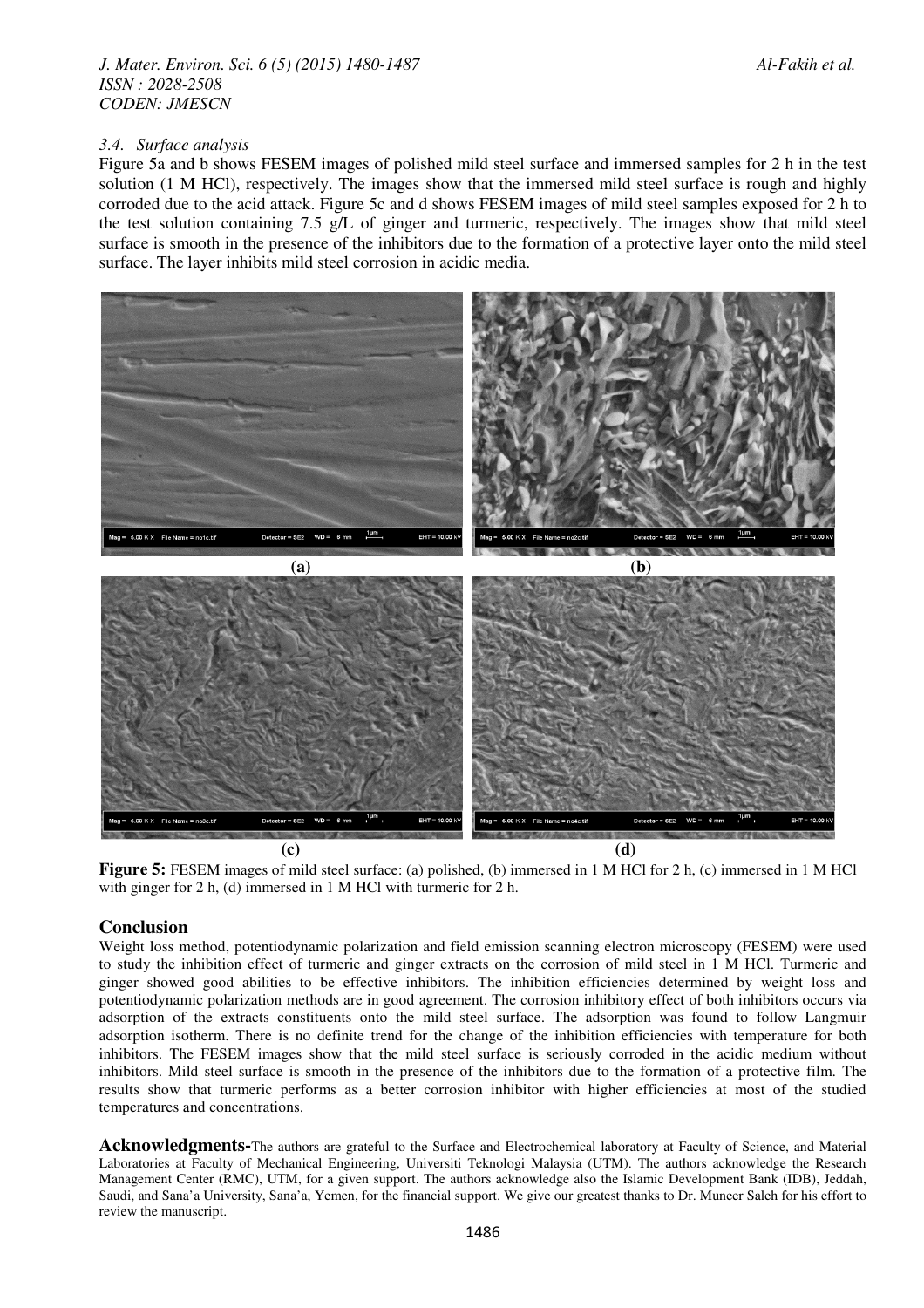### 3.4. Surface analysis

Figure 5a and b shows FESEM images of polished mild steel surface and immersed samples for 2 h in the test solution (1 M HCl), respectively. The images show that the immersed mild steel surface is rough and highly corroded due to the acid attack. Figure 5c and d shows FESEM images of mild steel samples exposed for 2 h to the test solution containing 7.5 g/L of ginger and turmeric, respectively. The images show that mild steel surface is smooth in the presence of the inhibitors due to the formation of a protective layer onto the mild steel surface. The layer inhibits mild steel corrosion in acidic media.

**Figure 5:** FESEM images of mild steel surface: (a) polished, (b) immersed in 1 M HCl for 2 h, (c) immersed in 1 M HCl with ginger for 2 h, (d) immersed in 1 M HCl with turmeric for 2 h.

## Conclusion

Weight loss method, potentiodynamic polarization and field emission scanning electron microscopy (FESEM) were used to study the inhibition effect of turmeric and ginger extracts on the corrosion of mild steel in 1 M HCl. Turmeric and ginger showed good abilities to be effective inhibitors. The inhibition efficiencies determined by weight loss and potentiodynamic polarization methods are in good agreement. The corrosion inhibitory effect of both inhibitors occurs via adsorption of the extracts constituents onto the mild steel surface. The adsorption was found to follow Langmuir adsorption isotherm. There is no definite trend for the change of the inhibition efficiencies with temperature for both inhibitors. The FESEM images show that the mild steel surface is seriously corroded in the acidic medium without inhibitors. Mild steel surface is smooth in the presence of the inhibitors due to the formation of a protective film. The results show that turmeric performs as a better corrosion inhibitor with higher efficiencies at most of the studied temperatures and concentrations.

**Acknowledgments-**The authors are grateful to the Surface and Electrochemical laboratory at Faculty of Science, and Material Laboratories at Faculty of Mechanical Engineering, Universiti Teknologi Malaysia (UTM). The authors acknowledge the Research Management Center (RMC), UTM, for a given support. The authors acknowledge also the Islamic Development Bank (IDB), Jeddah, Saudi, and Sana'a University, Sana'a, Yemen, for the financial support. We give our greatest thanks to Dr. Muneer Saleh for his effort to review the manuscript.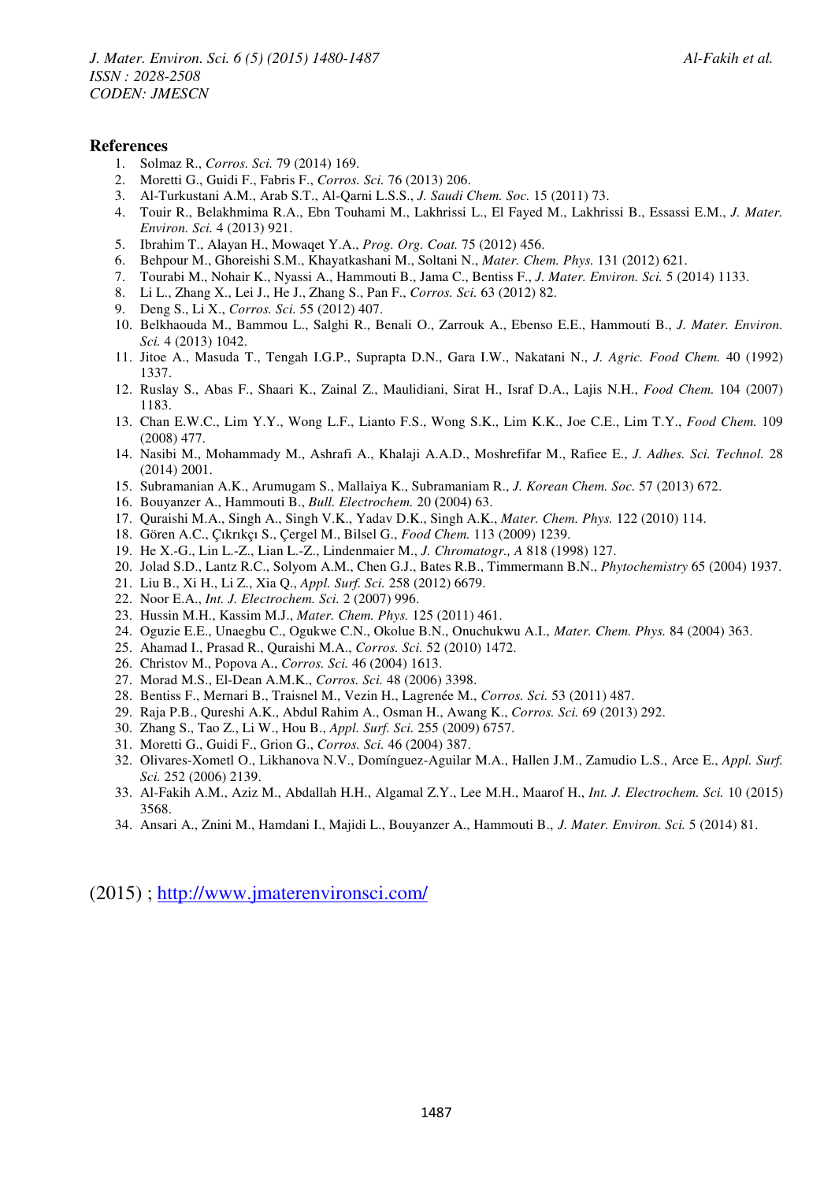## References

1. Solmaz R., *Corros. Sci.* 79 (2014) 169.
2. Moretti G., Guidi F., Fabris F., *Corros. Sci.* 76 (2013) 206.
3. Al-Turkustani A.M., Arab S.T., Al-Qarni L.S.S., *J. Saudi Chem. Soc.* 15 (2011) 73.
4. Touir R., Belakhmima R.A., Ebn Touhami M., Lakhrissi L., El Fayed M., Lakhrissi B., Essassi E.M., *J. Mater. Environ. Sci.* 4 (2013) 921.
5. Ibrahim T., Alayan H., Mowaqet Y.A., *Prog. Org. Coat.* 75 (2012) 456.
6. Behpour M., Ghoreishi S.M., Khayatkashani M., Soltani N., *Mater. Chem. Phys.* 131 (2012) 621.
7. Tourabi M., Nohair K., Nyassi A., Hammouti B., Jama C., Bentiss F., *J. Mater. Environ. Sci.* 5 (2014) 1133.
8. Li L., Zhang X., Lei J., He J., Zhang S., Pan F., *Corros. Sci.* 63 (2012) 82.
9. Deng S., Li X., *Corros. Sci.* 55 (2012) 407.
10. Belkhaouda M., Bammou L., Salghi R., Benali O., Zarrouk A., Ebenso E.E., Hammouti B., *J. Mater. Environ. Sci.* 4 (2013) 1042.
11. Jitoe A., Masuda T., Tengah I.G.P., Suprapta D.N., Gara I.W., Nakatani N., *J. Agric. Food Chem.* 40 (1992) 1337.
12. Ruslay S., Abas F., Shaari K., Zainal Z., Maulidiani, Sirat H., Israf D.A., Lajis N.H., *Food Chem.* 104 (2007) 1183.
13. Chan E.W.C., Lim Y.Y., Wong L.F., Lianto F.S., Wong S.K., Lim K.K., Joe C.E., Lim T.Y., *Food Chem.* 109 (2008) 477.
14. Nasibi M., Mohammady M., Ashrafi A., Khalaji A.A.D., Moshrefifar M., Rafiee E., *J. Adhes. Sci. Technol.* 28 (2014) 2001.
15. Subramanian A.K., Arumugam S., Mallaiya K., Subramaniam R., *J. Korean Chem. Soc.* 57 (2013) 672.
16. Bouyanzer A., Hammouti B., *Bull. Electrochem.* 20 (2004) 63.
17. Quraishi M.A., Singh A., Singh V.K., Yadav D.K., Singh A.K., *Mater. Chem. Phys.* 122 (2010) 114.
18. Gören A.C., Çıkrıkçı S., Çergel M., Bilsel G., *Food Chem.* 113 (2009) 1239.
19. He X.-G., Lin L.-Z., Lian L.-Z., Lindenmaier M., *J. Chromatogr., A* 818 (1998) 127.
20. Jolad S.D., Lantz R.C., Solyom A.M., Chen G.J., Bates R.B., Timmermann B.N., *Phytochemistry* 65 (2004) 1937.
21. Liu B., Xi H., Li Z., Xia Q., *Appl. Surf. Sci.* 258 (2012) 6679.
22. Noor E.A., *Int. J. Electrochem. Sci.* 2 (2007) 996.
23. Hussin M.H., Kassim M.J., *Mater. Chem. Phys.* 125 (2011) 461.
24. Oguzie E.E., Unaegbu C., Ogukwe C.N., Okolue B.N., Onuchukwu A.I., *Mater. Chem. Phys.* 84 (2004) 363.
25. Ahamad I., Prasad R., Quraishi M.A., *Corros. Sci.* 52 (2010) 1472.
26. Christov M., Popova A., *Corros. Sci.* 46 (2004) 1613.
27. Morad M.S., El-Dean A.M.K., *Corros. Sci.* 48 (2006) 3398.
28. Bentiss F., Mernari B., Traisnel M., Vezin H., Lagrenée M., *Corros. Sci.* 53 (2011) 487.
29. Raja P.B., Qureshi A.K., Abdul Rahim A., Osman H., Awang K., *Corros. Sci.* 69 (2013) 292.
30. Zhang S., Tao Z., Li W., Hou B., *Appl. Surf. Sci.* 255 (2009) 6757.
31. Moretti G., Guidi F., Grion G., *Corros. Sci.* 46 (2004) 387.
32. Olivares-Xometl O., Likhanova N.V., Domínguez-Aguilar M.A., Hallen J.M., Zamudio L.S., Arce E., *Appl. Surf. Sci.* 252 (2006) 2139.
33. Al-Fakih A.M., Aziz M., Abdallah H.H., Algamal Z.Y., Lee M.H., Maarof H., *Int. J. Electrochem. Sci.* 10 (2015) 3568.
34. Ansari A., Znini M., Hamdani I., Majidi L., Bouyanzer A., Hammouti B., *J. Mater. Environ. Sci.* 5 (2014) 81.

(2015) ; http://www.jmaterenvironsci.com/